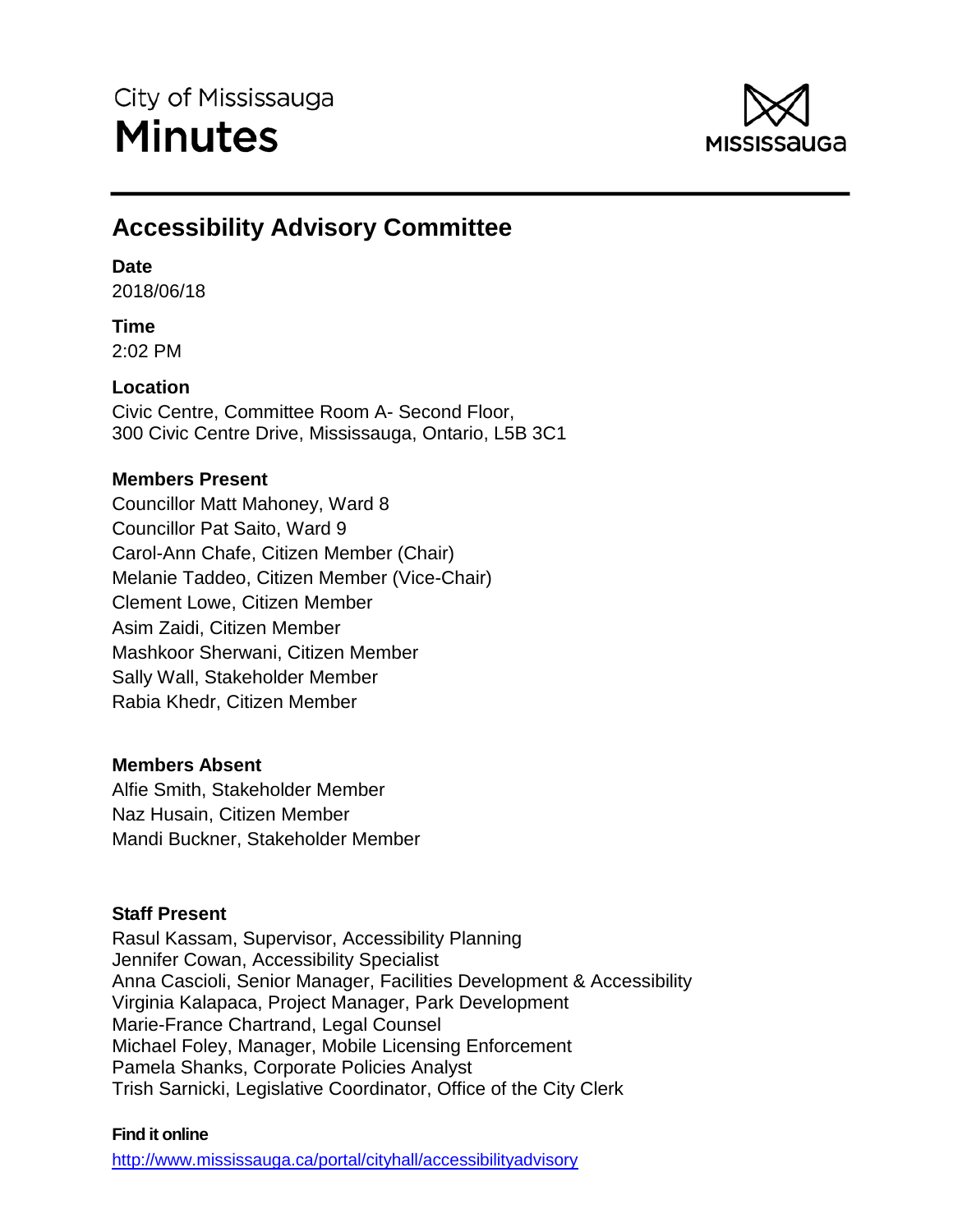City of Mississauga

# Minutes

## Accessibility Advisory Committee

**Date**
2018/06/18

**Time**
2:02 PM

**Location**
Civic Centre, Committee Room A- Second Floor,
300 Civic Centre Drive, Mississauga, Ontario, L5B 3C1

**Members Present**
Councillor Matt Mahoney, Ward 8
Councillor Pat Saito, Ward 9
Carol-Ann Chafe, Citizen Member (Chair)
Melanie Taddeo, Citizen Member (Vice-Chair)
Clement Lowe, Citizen Member
Asim Zaidi, Citizen Member
Mashkoor Sherwani, Citizen Member
Sally Wall, Stakeholder Member
Rabia Khedr, Citizen Member

**Members Absent**
Alfie Smith, Stakeholder Member
Naz Husain, Citizen Member
Mandi Buckner, Stakeholder Member

**Staff Present**
Rasul Kassam, Supervisor, Accessibility Planning
Jennifer Cowan, Accessibility Specialist
Anna Cascioli, Senior Manager, Facilities Development & Accessibility
Virginia Kalapaca, Project Manager, Park Development
Marie-France Chartrand, Legal Counsel
Michael Foley, Manager, Mobile Licensing Enforcement
Pamela Shanks, Corporate Policies Analyst
Trish Sarnicki, Legislative Coordinator, Office of the City Clerk

**Find it online**
http://www.mississauga.ca/portal/cityhall/accessibilityadvisory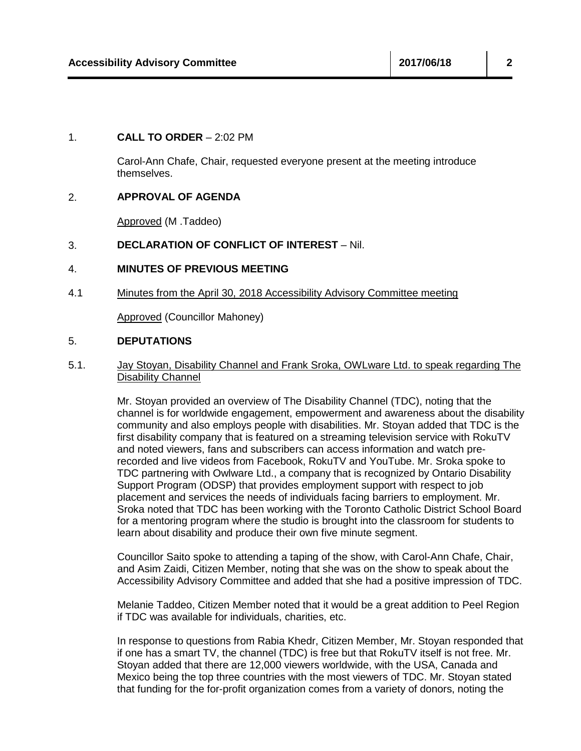1. **CALL TO ORDER** – 2:02 PM

Carol-Ann Chafe, Chair, requested everyone present at the meeting introduce themselves.

2. **APPROVAL OF AGENDA**

Approved (M .Taddeo)

3. **DECLARATION OF CONFLICT OF INTEREST** – Nil.

4. **MINUTES OF PREVIOUS MEETING**

4.1 Minutes from the April 30, 2018 Accessibility Advisory Committee meeting

Approved (Councillor Mahoney)

5. **DEPUTATIONS**

5.1. Jay Stoyan, Disability Channel and Frank Sroka, OWLware Ltd. to speak regarding The Disability Channel

Mr. Stoyan provided an overview of The Disability Channel (TDC), noting that the channel is for worldwide engagement, empowerment and awareness about the disability community and also employs people with disabilities. Mr. Stoyan added that TDC is the first disability company that is featured on a streaming television service with RokuTV and noted viewers, fans and subscribers can access information and watch pre-recorded and live videos from Facebook, RokuTV and YouTube. Mr. Sroka spoke to TDC partnering with Owlware Ltd., a company that is recognized by Ontario Disability Support Program (ODSP) that provides employment support with respect to job placement and services the needs of individuals facing barriers to employment. Mr. Sroka noted that TDC has been working with the Toronto Catholic District School Board for a mentoring program where the studio is brought into the classroom for students to learn about disability and produce their own five minute segment.

Councillor Saito spoke to attending a taping of the show, with Carol-Ann Chafe, Chair, and Asim Zaidi, Citizen Member, noting that she was on the show to speak about the Accessibility Advisory Committee and added that she had a positive impression of TDC.

Melanie Taddeo, Citizen Member noted that it would be a great addition to Peel Region if TDC was available for individuals, charities, etc.

In response to questions from Rabia Khedr, Citizen Member, Mr. Stoyan responded that if one has a smart TV, the channel (TDC) is free but that RokuTV itself is not free. Mr. Stoyan added that there are 12,000 viewers worldwide, with the USA, Canada and Mexico being the top three countries with the most viewers of TDC. Mr. Stoyan stated that funding for the for-profit organization comes from a variety of donors, noting the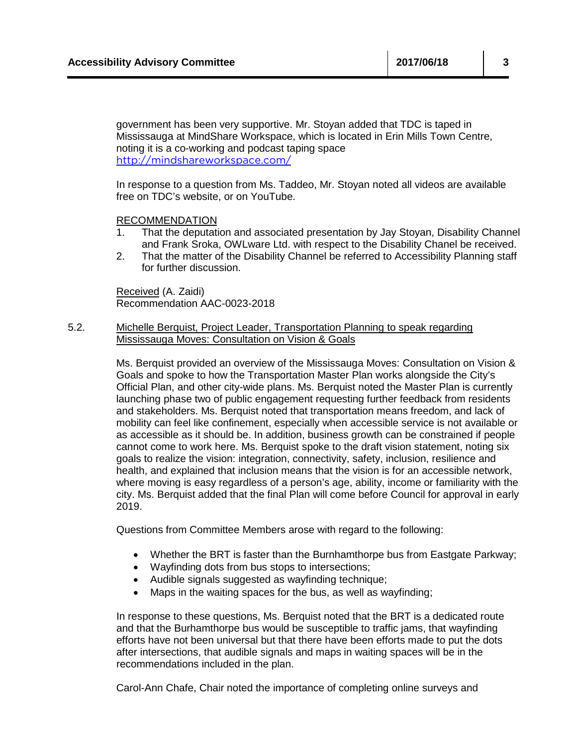government has been very supportive. Mr. Stoyan added that TDC is taped in Mississauga at MindShare Workspace, which is located in Erin Mills Town Centre, noting it is a co-working and podcast taping space http://mindshareworkspace.com/

In response to a question from Ms. Taddeo, Mr. Stoyan noted all videos are available free on TDC's website, or on YouTube.

RECOMMENDATION

1. That the deputation and associated presentation by Jay Stoyan, Disability Channel and Frank Sroka, OWLware Ltd. with respect to the Disability Chanel be received.
2. That the matter of the Disability Channel be referred to Accessibility Planning staff for further discussion.

Received (A. Zaidi)
Recommendation AAC-0023-2018

5.2. Michelle Berquist, Project Leader, Transportation Planning to speak regarding Mississauga Moves: Consultation on Vision & Goals

Ms. Berquist provided an overview of the Mississauga Moves: Consultation on Vision & Goals and spoke to how the Transportation Master Plan works alongside the City's Official Plan, and other city-wide plans. Ms. Berquist noted the Master Plan is currently launching phase two of public engagement requesting further feedback from residents and stakeholders. Ms. Berquist noted that transportation means freedom, and lack of mobility can feel like confinement, especially when accessible service is not available or as accessible as it should be. In addition, business growth can be constrained if people cannot come to work here. Ms. Berquist spoke to the draft vision statement, noting six goals to realize the vision: integration, connectivity, safety, inclusion, resilience and health, and explained that inclusion means that the vision is for an accessible network, where moving is easy regardless of a person's age, ability, income or familiarity with the city. Ms. Berquist added that the final Plan will come before Council for approval in early 2019.

Questions from Committee Members arose with regard to the following:

- Whether the BRT is faster than the Burnhamthorpe bus from Eastgate Parkway;
- Wayfinding dots from bus stops to intersections;
- Audible signals suggested as wayfinding technique;
- Maps in the waiting spaces for the bus, as well as wayfinding;

In response to these questions, Ms. Berquist noted that the BRT is a dedicated route and that the Burhamthorpe bus would be susceptible to traffic jams, that wayfinding efforts have not been universal but that there have been efforts made to put the dots after intersections, that audible signals and maps in waiting spaces will be in the recommendations included in the plan.

Carol-Ann Chafe, Chair noted the importance of completing online surveys and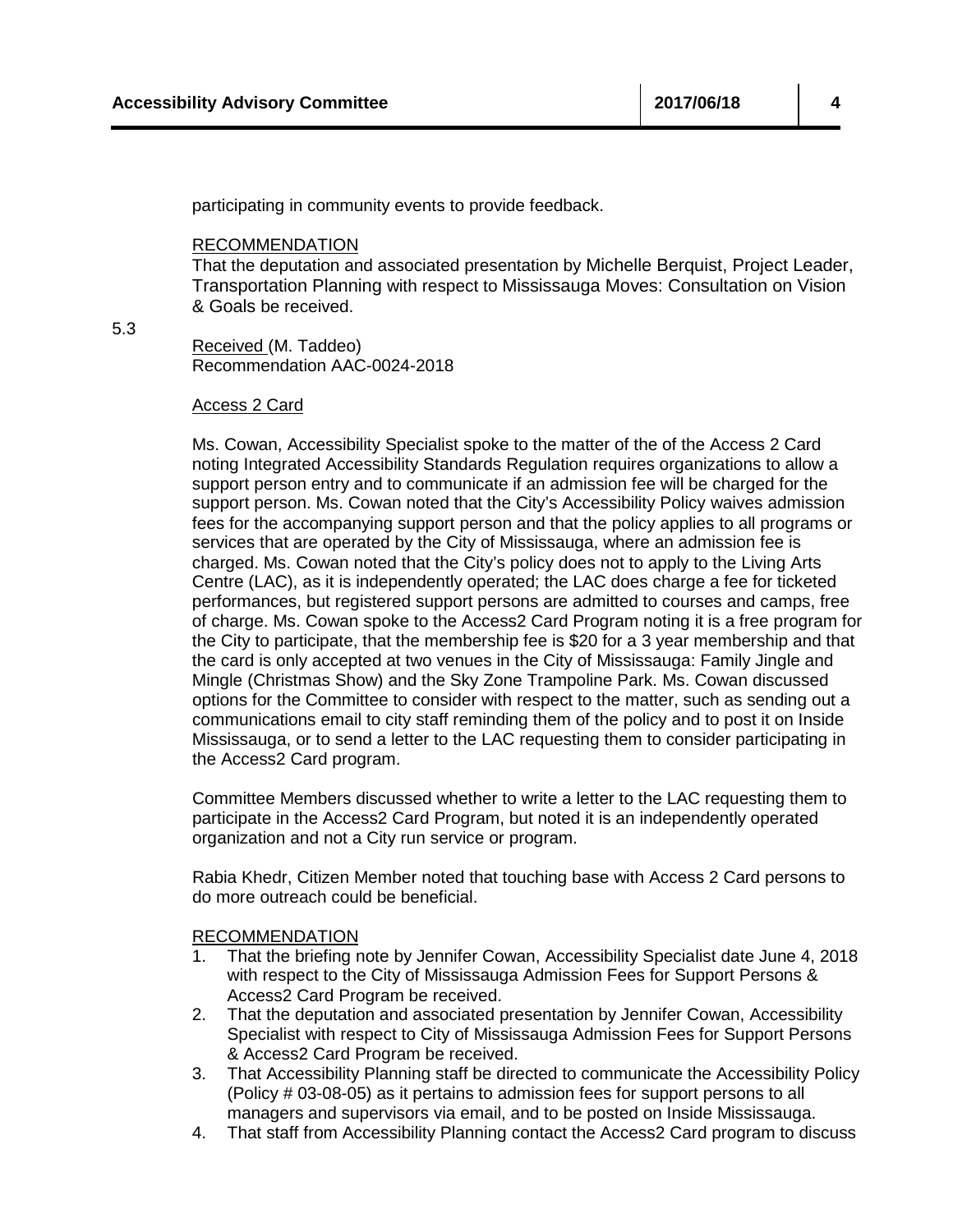participating in community events to provide feedback.

RECOMMENDATION
That the deputation and associated presentation by Michelle Berquist, Project Leader, Transportation Planning with respect to Mississauga Moves: Consultation on Vision & Goals be received.

5.3

Received (M. Taddeo)
Recommendation AAC-0024-2018

Access 2 Card

Ms. Cowan, Accessibility Specialist spoke to the matter of the of the Access 2 Card noting Integrated Accessibility Standards Regulation requires organizations to allow a support person entry and to communicate if an admission fee will be charged for the support person. Ms. Cowan noted that the City's Accessibility Policy waives admission fees for the accompanying support person and that the policy applies to all programs or services that are operated by the City of Mississauga, where an admission fee is charged. Ms. Cowan noted that the City's policy does not to apply to the Living Arts Centre (LAC), as it is independently operated; the LAC does charge a fee for ticketed performances, but registered support persons are admitted to courses and camps, free of charge. Ms. Cowan spoke to the Access2 Card Program noting it is a free program for the City to participate, that the membership fee is $20 for a 3 year membership and that the card is only accepted at two venues in the City of Mississauga: Family Jingle and Mingle (Christmas Show) and the Sky Zone Trampoline Park. Ms. Cowan discussed options for the Committee to consider with respect to the matter, such as sending out a communications email to city staff reminding them of the policy and to post it on Inside Mississauga, or to send a letter to the LAC requesting them to consider participating in the Access2 Card program.

Committee Members discussed whether to write a letter to the LAC requesting them to participate in the Access2 Card Program, but noted it is an independently operated organization and not a City run service or program.

Rabia Khedr, Citizen Member noted that touching base with Access 2 Card persons to do more outreach could be beneficial.

RECOMMENDATION

1. That the briefing note by Jennifer Cowan, Accessibility Specialist date June 4, 2018 with respect to the City of Mississauga Admission Fees for Support Persons & Access2 Card Program be received.
2. That the deputation and associated presentation by Jennifer Cowan, Accessibility Specialist with respect to City of Mississauga Admission Fees for Support Persons & Access2 Card Program be received.
3. That Accessibility Planning staff be directed to communicate the Accessibility Policy (Policy # 03-08-05) as it pertains to admission fees for support persons to all managers and supervisors via email, and to be posted on Inside Mississauga.
4. That staff from Accessibility Planning contact the Access2 Card program to discuss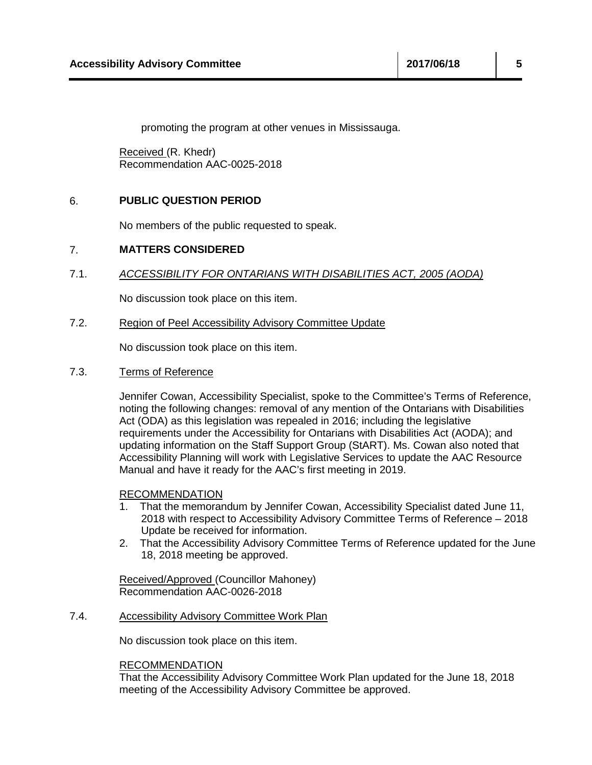promoting the program at other venues in Mississauga.

Received (R. Khedr)
Recommendation AAC-0025-2018

## 6. PUBLIC QUESTION PERIOD

No members of the public requested to speak.

## 7. MATTERS CONSIDERED

### 7.1. *ACCESSIBILITY FOR ONTARIANS WITH DISABILITIES ACT, 2005 (AODA)*

No discussion took place on this item.

### 7.2. Region of Peel Accessibility Advisory Committee Update

No discussion took place on this item.

### 7.3. Terms of Reference

Jennifer Cowan, Accessibility Specialist, spoke to the Committee's Terms of Reference, noting the following changes: removal of any mention of the Ontarians with Disabilities Act (ODA) as this legislation was repealed in 2016; including the legislative requirements under the Accessibility for Ontarians with Disabilities Act (AODA); and updating information on the Staff Support Group (StART). Ms. Cowan also noted that Accessibility Planning will work with Legislative Services to update the AAC Resource Manual and have it ready for the AAC's first meeting in 2019.

RECOMMENDATION

1. That the memorandum by Jennifer Cowan, Accessibility Specialist dated June 11, 2018 with respect to Accessibility Advisory Committee Terms of Reference – 2018 Update be received for information.
2. That the Accessibility Advisory Committee Terms of Reference updated for the June 18, 2018 meeting be approved.

Received/Approved (Councillor Mahoney)
Recommendation AAC-0026-2018

### 7.4. Accessibility Advisory Committee Work Plan

No discussion took place on this item.

RECOMMENDATION

That the Accessibility Advisory Committee Work Plan updated for the June 18, 2018 meeting of the Accessibility Advisory Committee be approved.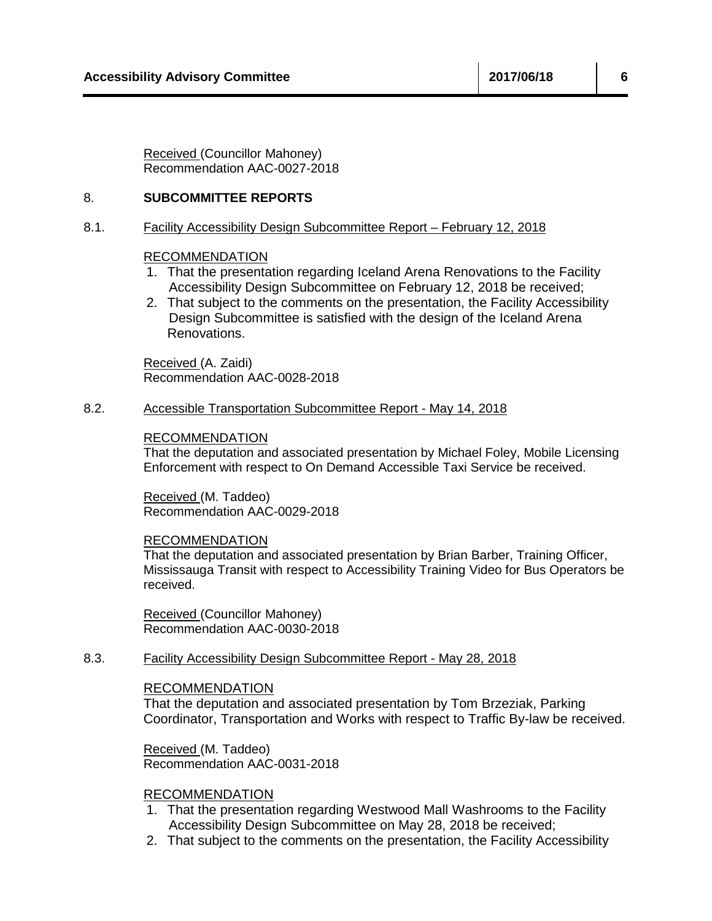Received (Councillor Mahoney)
Recommendation AAC-0027-2018

## 8. SUBCOMMITTEE REPORTS

### 8.1. Facility Accessibility Design Subcommittee Report – February 12, 2018

RECOMMENDATION

1. That the presentation regarding Iceland Arena Renovations to the Facility Accessibility Design Subcommittee on February 12, 2018 be received;
2. That subject to the comments on the presentation, the Facility Accessibility Design Subcommittee is satisfied with the design of the Iceland Arena Renovations.

Received (A. Zaidi)
Recommendation AAC-0028-2018

### 8.2. Accessible Transportation Subcommittee Report - May 14, 2018

RECOMMENDATION

That the deputation and associated presentation by Michael Foley, Mobile Licensing Enforcement with respect to On Demand Accessible Taxi Service be received.

Received (M. Taddeo)
Recommendation AAC-0029-2018

RECOMMENDATION

That the deputation and associated presentation by Brian Barber, Training Officer, Mississauga Transit with respect to Accessibility Training Video for Bus Operators be received.

Received (Councillor Mahoney)
Recommendation AAC-0030-2018

### 8.3. Facility Accessibility Design Subcommittee Report - May 28, 2018

RECOMMENDATION

That the deputation and associated presentation by Tom Brzeziak, Parking Coordinator, Transportation and Works with respect to Traffic By-law be received.

Received (M. Taddeo)
Recommendation AAC-0031-2018

RECOMMENDATION

1. That the presentation regarding Westwood Mall Washrooms to the Facility Accessibility Design Subcommittee on May 28, 2018 be received;
2. That subject to the comments on the presentation, the Facility Accessibility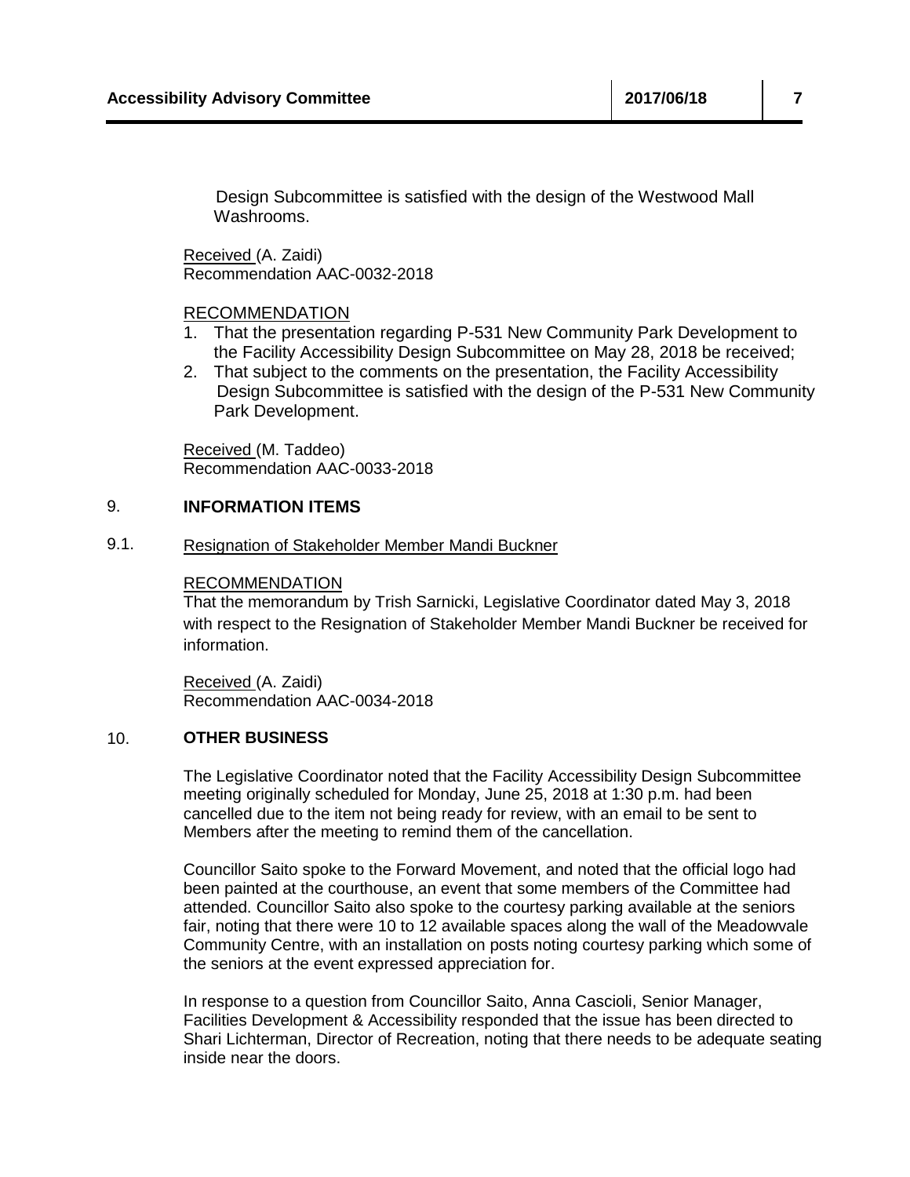Design Subcommittee is satisfied with the design of the Westwood Mall Washrooms.

Received (A. Zaidi)
Recommendation AAC-0032-2018

RECOMMENDATION

1. That the presentation regarding P-531 New Community Park Development to the Facility Accessibility Design Subcommittee on May 28, 2018 be received;
2. That subject to the comments on the presentation, the Facility Accessibility Design Subcommittee is satisfied with the design of the P-531 New Community Park Development.

Received (M. Taddeo)
Recommendation AAC-0033-2018

## 9. INFORMATION ITEMS

### 9.1. Resignation of Stakeholder Member Mandi Buckner

RECOMMENDATION

That the memorandum by Trish Sarnicki, Legislative Coordinator dated May 3, 2018 with respect to the Resignation of Stakeholder Member Mandi Buckner be received for information.

Received (A. Zaidi)
Recommendation AAC-0034-2018

## 10. OTHER BUSINESS

The Legislative Coordinator noted that the Facility Accessibility Design Subcommittee meeting originally scheduled for Monday, June 25, 2018 at 1:30 p.m. had been cancelled due to the item not being ready for review, with an email to be sent to Members after the meeting to remind them of the cancellation.

Councillor Saito spoke to the Forward Movement, and noted that the official logo had been painted at the courthouse, an event that some members of the Committee had attended. Councillor Saito also spoke to the courtesy parking available at the seniors fair, noting that there were 10 to 12 available spaces along the wall of the Meadowvale Community Centre, with an installation on posts noting courtesy parking which some of the seniors at the event expressed appreciation for.

In response to a question from Councillor Saito, Anna Cascioli, Senior Manager, Facilities Development & Accessibility responded that the issue has been directed to Shari Lichterman, Director of Recreation, noting that there needs to be adequate seating inside near the doors.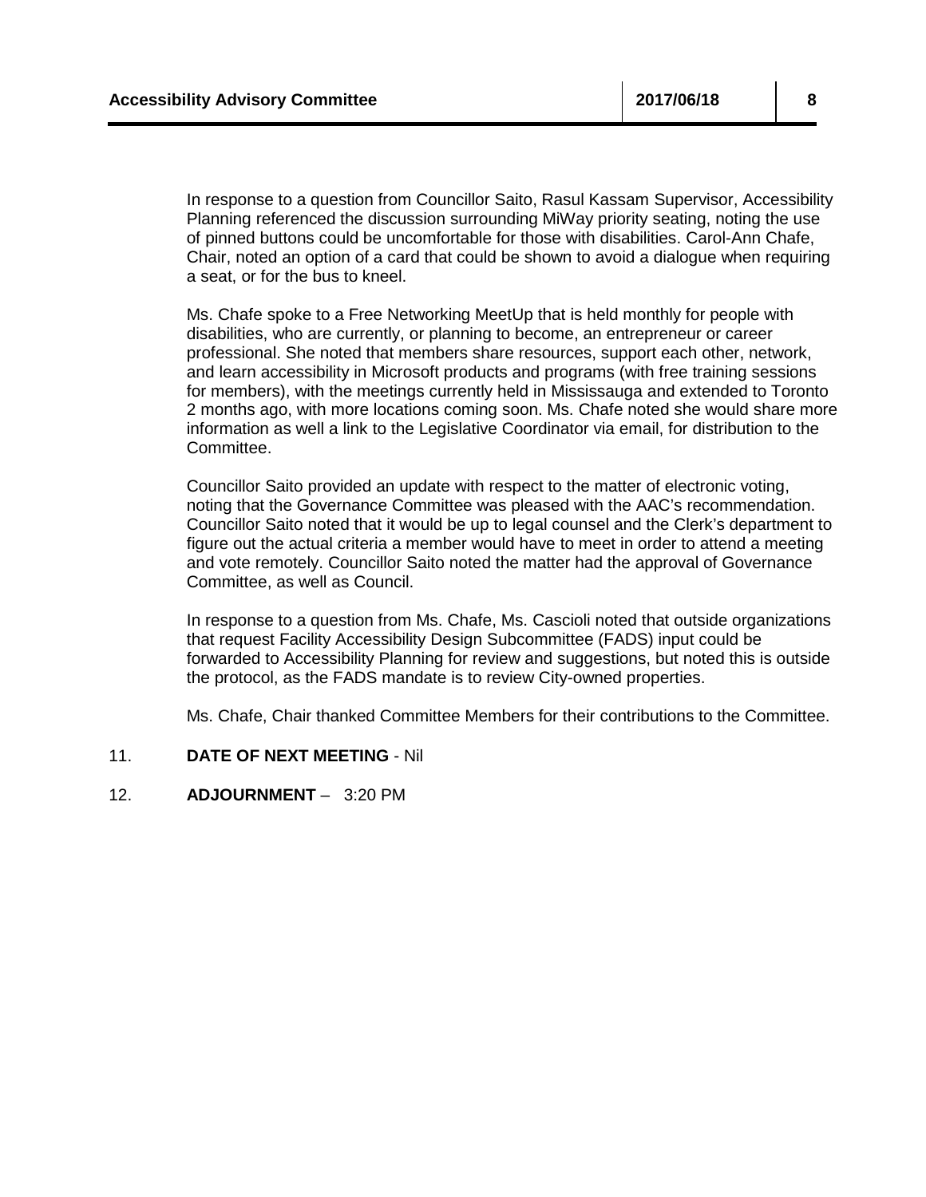In response to a question from Councillor Saito, Rasul Kassam Supervisor, Accessibility Planning referenced the discussion surrounding MiWay priority seating, noting the use of pinned buttons could be uncomfortable for those with disabilities. Carol-Ann Chafe, Chair, noted an option of a card that could be shown to avoid a dialogue when requiring a seat, or for the bus to kneel.

Ms. Chafe spoke to a Free Networking MeetUp that is held monthly for people with disabilities, who are currently, or planning to become, an entrepreneur or career professional. She noted that members share resources, support each other, network, and learn accessibility in Microsoft products and programs (with free training sessions for members), with the meetings currently held in Mississauga and extended to Toronto 2 months ago, with more locations coming soon. Ms. Chafe noted she would share more information as well a link to the Legislative Coordinator via email, for distribution to the Committee.

Councillor Saito provided an update with respect to the matter of electronic voting, noting that the Governance Committee was pleased with the AAC's recommendation. Councillor Saito noted that it would be up to legal counsel and the Clerk's department to figure out the actual criteria a member would have to meet in order to attend a meeting and vote remotely. Councillor Saito noted the matter had the approval of Governance Committee, as well as Council.

In response to a question from Ms. Chafe, Ms. Cascioli noted that outside organizations that request Facility Accessibility Design Subcommittee (FADS) input could be forwarded to Accessibility Planning for review and suggestions, but noted this is outside the protocol, as the FADS mandate is to review City-owned properties.

Ms. Chafe, Chair thanked Committee Members for their contributions to the Committee.

11. **DATE OF NEXT MEETING** - Nil

12. **ADJOURNMENT** – 3:20 PM